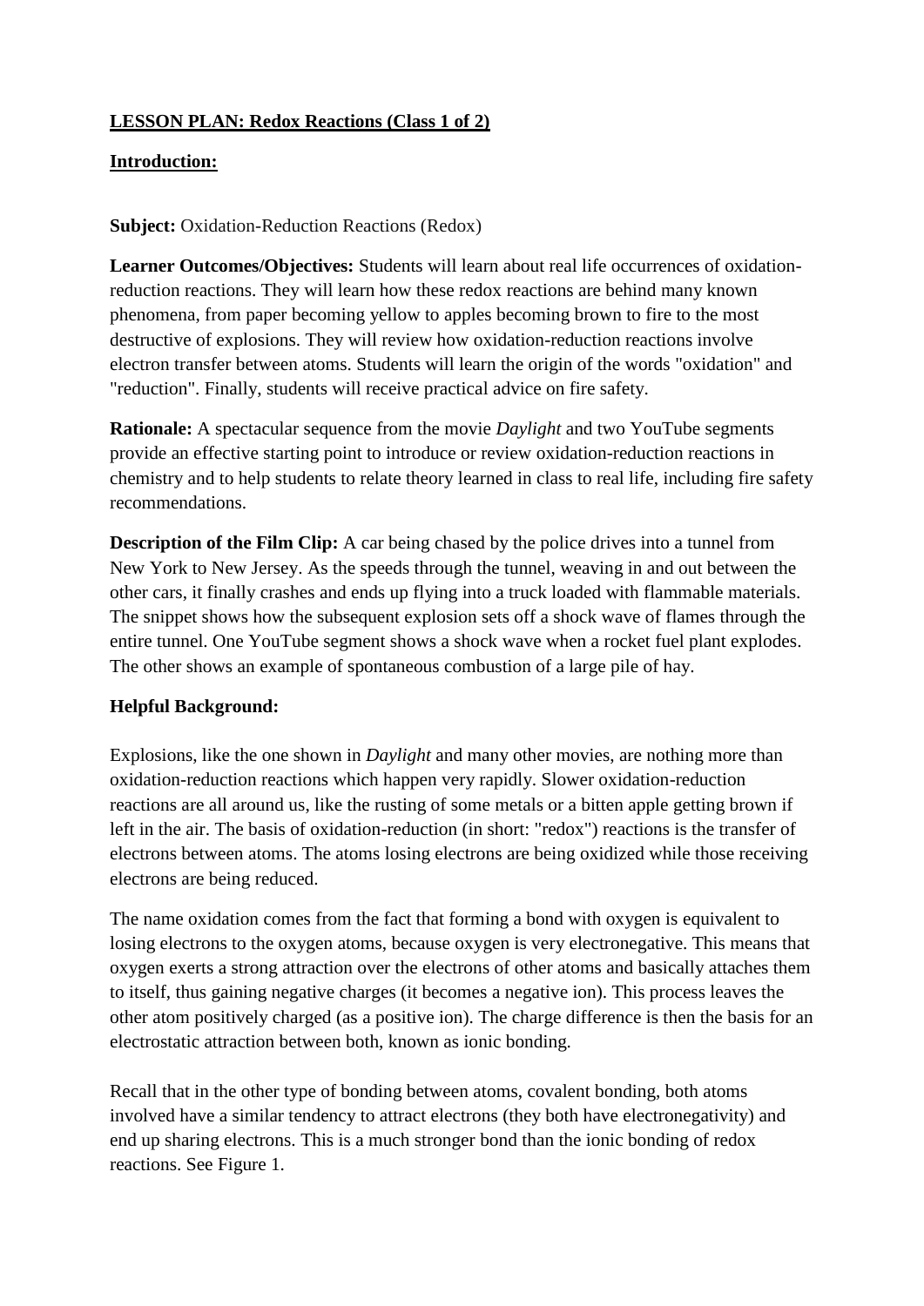**LESSON PLAN: Redox Reactions (Class 1 of 2)**

**Introduction:**

**Subject:** Oxidation-Reduction Reactions (Redox)

**Learner Outcomes/Objectives:** Students will learn about real life occurrences of oxidation-reduction reactions. They will learn how these redox reactions are behind many known phenomena, from paper becoming yellow to apples becoming brown to fire to the most destructive of explosions. They will review how oxidation-reduction reactions involve electron transfer between atoms. Students will learn the origin of the words "oxidation" and "reduction". Finally, students will receive practical advice on fire safety.

**Rationale:** A spectacular sequence from the movie *Daylight* and two YouTube segments provide an effective starting point to introduce or review oxidation-reduction reactions in chemistry and to help students to relate theory learned in class to real life, including fire safety recommendations.

**Description of the Film Clip:** A car being chased by the police drives into a tunnel from New York to New Jersey. As the speeds through the tunnel, weaving in and out between the other cars, it finally crashes and ends up flying into a truck loaded with flammable materials. The snippet shows how the subsequent explosion sets off a shock wave of flames through the entire tunnel. One YouTube segment shows a shock wave when a rocket fuel plant explodes. The other shows an example of spontaneous combustion of a large pile of hay.

**Helpful Background:**

Explosions, like the one shown in *Daylight* and many other movies, are nothing more than oxidation-reduction reactions which happen very rapidly. Slower oxidation-reduction reactions are all around us, like the rusting of some metals or a bitten apple getting brown if left in the air. The basis of oxidation-reduction (in short: "redox") reactions is the transfer of electrons between atoms. The atoms losing electrons are being oxidized while those receiving electrons are being reduced.

The name oxidation comes from the fact that forming a bond with oxygen is equivalent to losing electrons to the oxygen atoms, because oxygen is very electronegative. This means that oxygen exerts a strong attraction over the electrons of other atoms and basically attaches them to itself, thus gaining negative charges (it becomes a negative ion). This process leaves the other atom positively charged (as a positive ion). The charge difference is then the basis for an electrostatic attraction between both, known as ionic bonding.

Recall that in the other type of bonding between atoms, covalent bonding, both atoms involved have a similar tendency to attract electrons (they both have electronegativity) and end up sharing electrons. This is a much stronger bond than the ionic bonding of redox reactions. See Figure 1.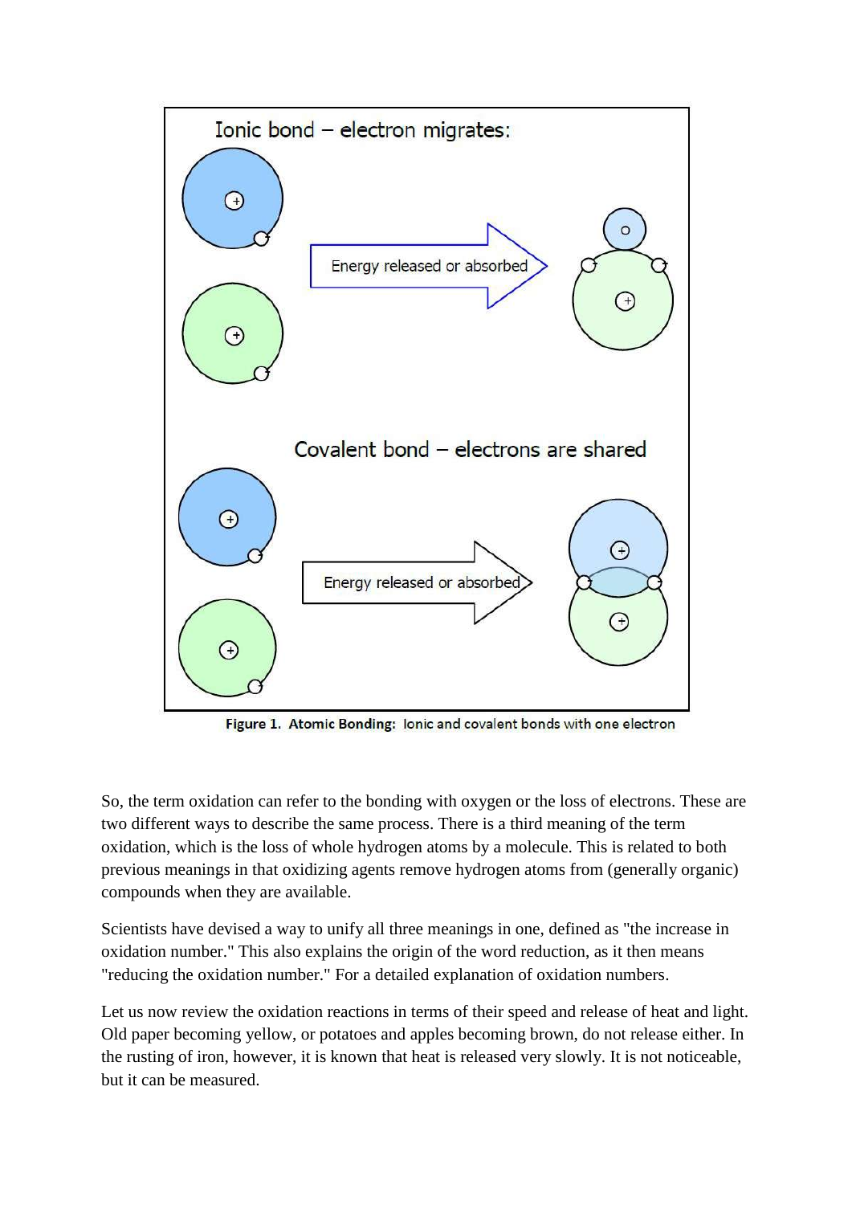Figure 1. Atomic Bonding: Ionic and covalent bonds with one electron

So, the term oxidation can refer to the bonding with oxygen or the loss of electrons. These are two different ways to describe the same process. There is a third meaning of the term oxidation, which is the loss of whole hydrogen atoms by a molecule. This is related to both previous meanings in that oxidizing agents remove hydrogen atoms from (generally organic) compounds when they are available.

Scientists have devised a way to unify all three meanings in one, defined as "the increase in oxidation number." This also explains the origin of the word reduction, as it then means "reducing the oxidation number." For a detailed explanation of oxidation numbers.

Let us now review the oxidation reactions in terms of their speed and release of heat and light. Old paper becoming yellow, or potatoes and apples becoming brown, do not release either. In the rusting of iron, however, it is known that heat is released very slowly. It is not noticeable, but it can be measured.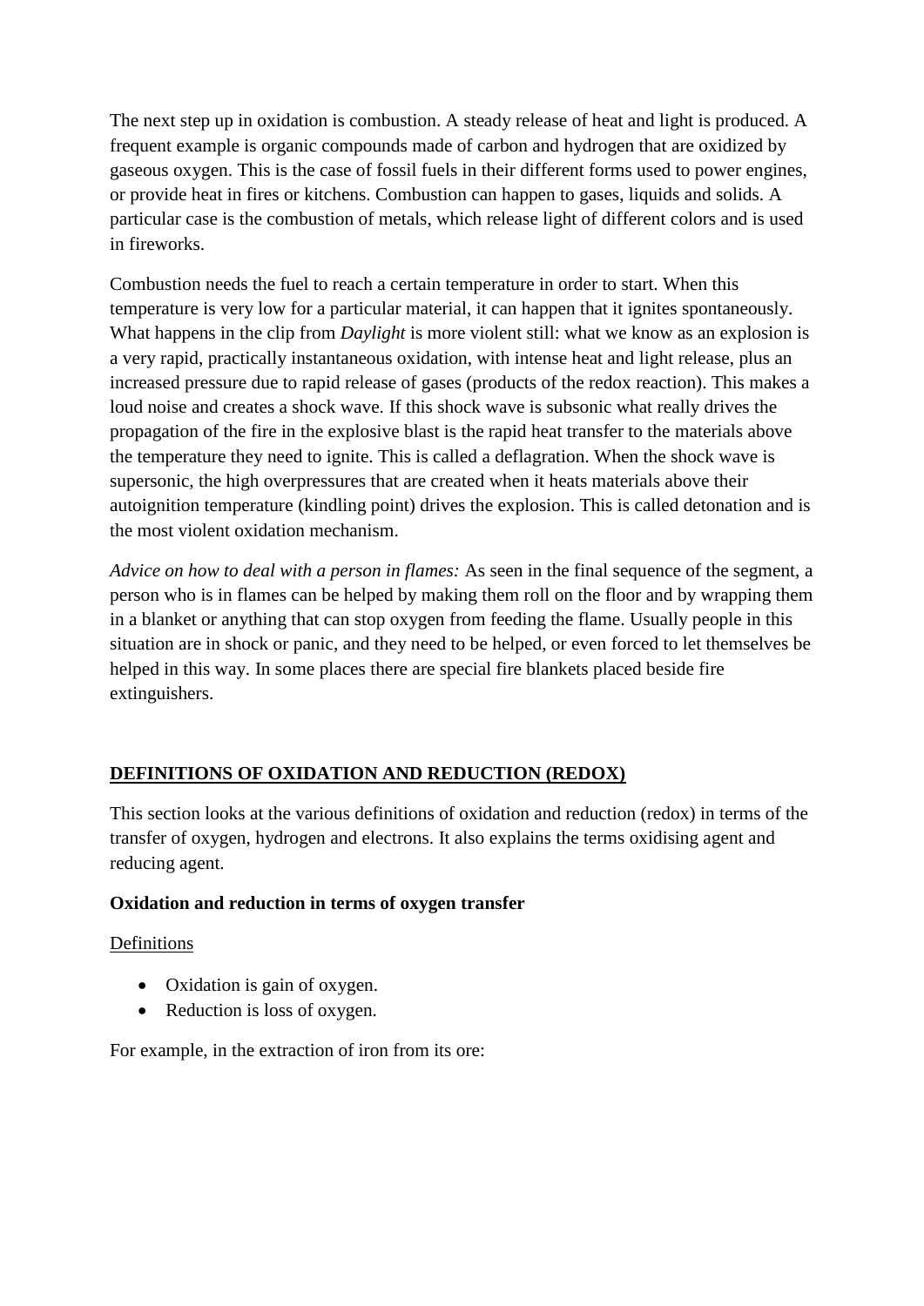The next step up in oxidation is combustion. A steady release of heat and light is produced. A frequent example is organic compounds made of carbon and hydrogen that are oxidized by gaseous oxygen. This is the case of fossil fuels in their different forms used to power engines, or provide heat in fires or kitchens. Combustion can happen to gases, liquids and solids. A particular case is the combustion of metals, which release light of different colors and is used in fireworks.

Combustion needs the fuel to reach a certain temperature in order to start. When this temperature is very low for a particular material, it can happen that it ignites spontaneously. What happens in the clip from *Daylight* is more violent still: what we know as an explosion is a very rapid, practically instantaneous oxidation, with intense heat and light release, plus an increased pressure due to rapid release of gases (products of the redox reaction). This makes a loud noise and creates a shock wave. If this shock wave is subsonic what really drives the propagation of the fire in the explosive blast is the rapid heat transfer to the materials above the temperature they need to ignite. This is called a deflagration. When the shock wave is supersonic, the high overpressures that are created when it heats materials above their autoignition temperature (kindling point) drives the explosion. This is called detonation and is the most violent oxidation mechanism.

*Advice on how to deal with a person in flames:* As seen in the final sequence of the segment, a person who is in flames can be helped by making them roll on the floor and by wrapping them in a blanket or anything that can stop oxygen from feeding the flame. Usually people in this situation are in shock or panic, and they need to be helped, or even forced to let themselves be helped in this way. In some places there are special fire blankets placed beside fire extinguishers.

## DEFINITIONS OF OXIDATION AND REDUCTION (REDOX)

This section looks at the various definitions of oxidation and reduction (redox) in terms of the transfer of oxygen, hydrogen and electrons. It also explains the terms oxidising agent and reducing agent.

### Oxidation and reduction in terms of oxygen transfer

Definitions

- Oxidation is gain of oxygen.
- Reduction is loss of oxygen.

For example, in the extraction of iron from its ore: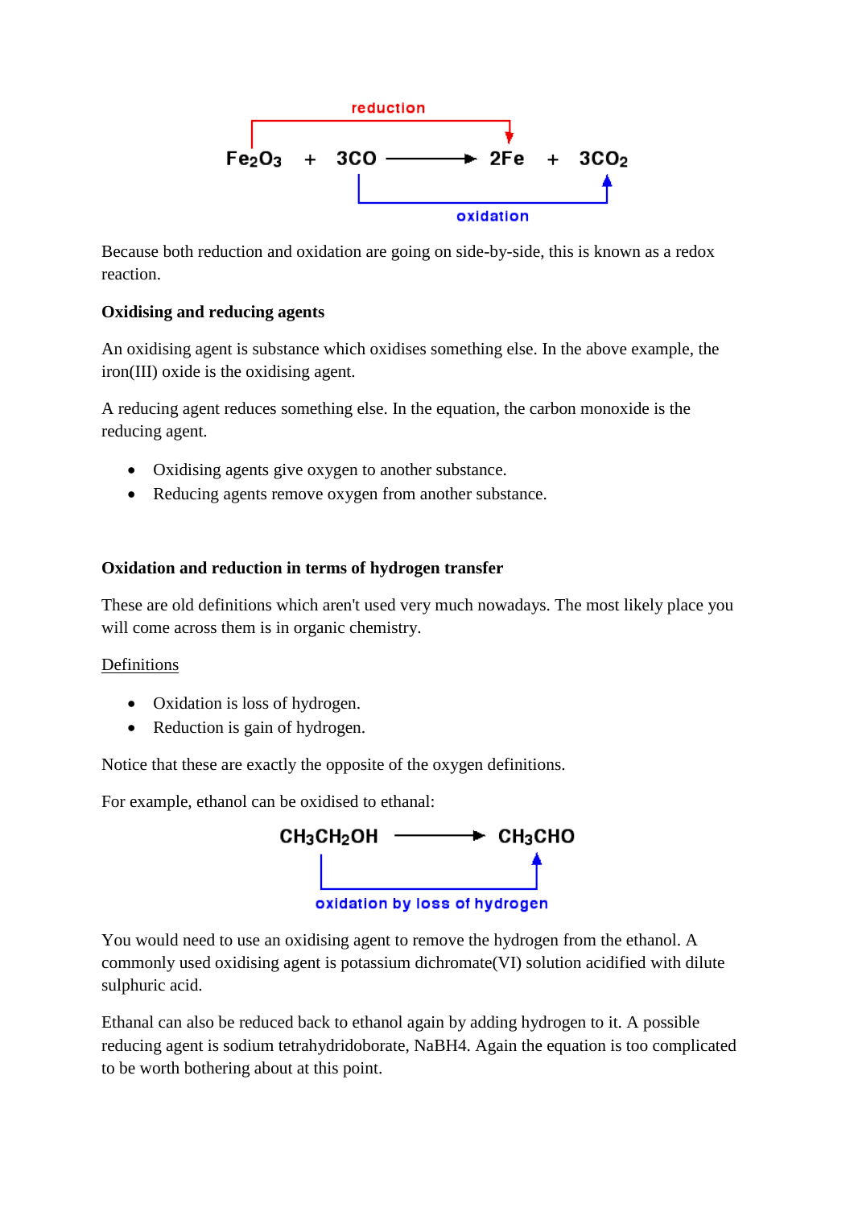$$Fe_2O_3 + 3CO \longrightarrow 2Fe + 3CO_2$$

reduction ($Fe_2O_3 \rightarrow 2Fe$)

oxidation ($3CO \rightarrow 3CO_2$)

Because both reduction and oxidation are going on side-by-side, this is known as a redox reaction.

**Oxidising and reducing agents**

An oxidising agent is substance which oxidises something else. In the above example, the iron(III) oxide is the oxidising agent.

A reducing agent reduces something else. In the equation, the carbon monoxide is the reducing agent.

- Oxidising agents give oxygen to another substance.
- Reducing agents remove oxygen from another substance.

**Oxidation and reduction in terms of hydrogen transfer**

These are old definitions which aren't used very much nowadays. The most likely place you will come across them is in organic chemistry.

Definitions

- Oxidation is loss of hydrogen.
- Reduction is gain of hydrogen.

Notice that these are exactly the opposite of the oxygen definitions.

For example, ethanol can be oxidised to ethanal:

$$CH_3CH_2OH \longrightarrow CH_3CHO$$

oxidation by loss of hydrogen

You would need to use an oxidising agent to remove the hydrogen from the ethanol. A commonly used oxidising agent is potassium dichromate(VI) solution acidified with dilute sulphuric acid.

Ethanal can also be reduced back to ethanol again by adding hydrogen to it. A possible reducing agent is sodium tetrahydridoborate, $NaBH_4$. Again the equation is too complicated to be worth bothering about at this point.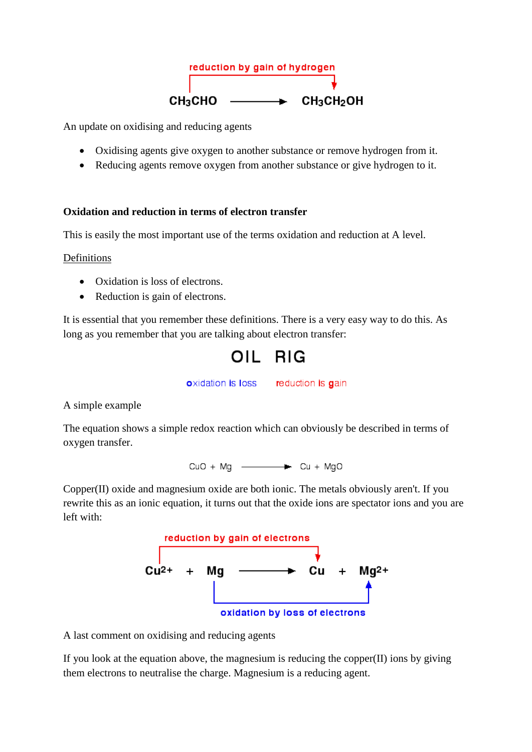reduction by gain of hydrogen

$$CH_3CHO \longrightarrow CH_3CH_2OH$$

An update on oxidising and reducing agents

- Oxidising agents give oxygen to another substance or remove hydrogen from it.
- Reducing agents remove oxygen from another substance or give hydrogen to it.

**Oxidation and reduction in terms of electron transfer**

This is easily the most important use of the terms oxidation and reduction at A level.

Definitions

- Oxidation is loss of electrons.
- Reduction is gain of electrons.

It is essential that you remember these definitions. There is a very easy way to do this. As long as you remember that you are talking about electron transfer:

**OIL RIG**

oxidation is loss    reduction is gain

A simple example

The equation shows a simple redox reaction which can obviously be described in terms of oxygen transfer.

$$CuO + Mg \longrightarrow Cu + MgO$$

Copper(II) oxide and magnesium oxide are both ionic. The metals obviously aren't. If you rewrite this as an ionic equation, it turns out that the oxide ions are spectator ions and you are left with:

reduction by gain of electrons

$$Cu^{2+} + Mg \longrightarrow Cu + Mg^{2+}$$

oxidation by loss of electrons

A last comment on oxidising and reducing agents

If you look at the equation above, the magnesium is reducing the copper(II) ions by giving them electrons to neutralise the charge. Magnesium is a reducing agent.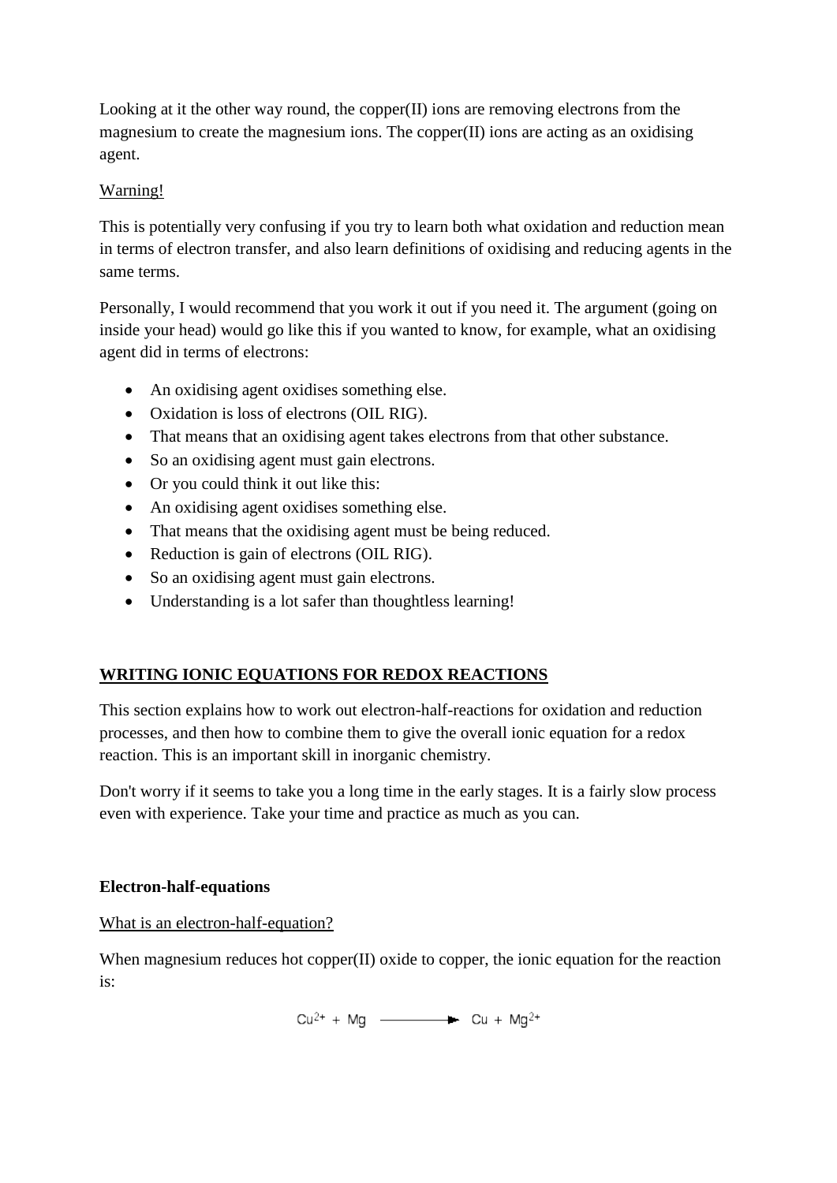Looking at it the other way round, the copper(II) ions are removing electrons from the magnesium to create the magnesium ions. The copper(II) ions are acting as an oxidising agent.

Warning!

This is potentially very confusing if you try to learn both what oxidation and reduction mean in terms of electron transfer, and also learn definitions of oxidising and reducing agents in the same terms.

Personally, I would recommend that you work it out if you need it. The argument (going on inside your head) would go like this if you wanted to know, for example, what an oxidising agent did in terms of electrons:

- An oxidising agent oxidises something else.
- Oxidation is loss of electrons (OIL RIG).
- That means that an oxidising agent takes electrons from that other substance.
- So an oxidising agent must gain electrons.
- Or you could think it out like this:
- An oxidising agent oxidises something else.
- That means that the oxidising agent must be being reduced.
- Reduction is gain of electrons (OIL RIG).
- So an oxidising agent must gain electrons.
- Understanding is a lot safer than thoughtless learning!

## WRITING IONIC EQUATIONS FOR REDOX REACTIONS

This section explains how to work out electron-half-reactions for oxidation and reduction processes, and then how to combine them to give the overall ionic equation for a redox reaction. This is an important skill in inorganic chemistry.

Don't worry if it seems to take you a long time in the early stages. It is a fairly slow process even with experience. Take your time and practice as much as you can.

### Electron-half-equations

What is an electron-half-equation?

When magnesium reduces hot copper(II) oxide to copper, the ionic equation for the reaction is:

$$Cu^{2+} + Mg \longrightarrow Cu + Mg^{2+}$$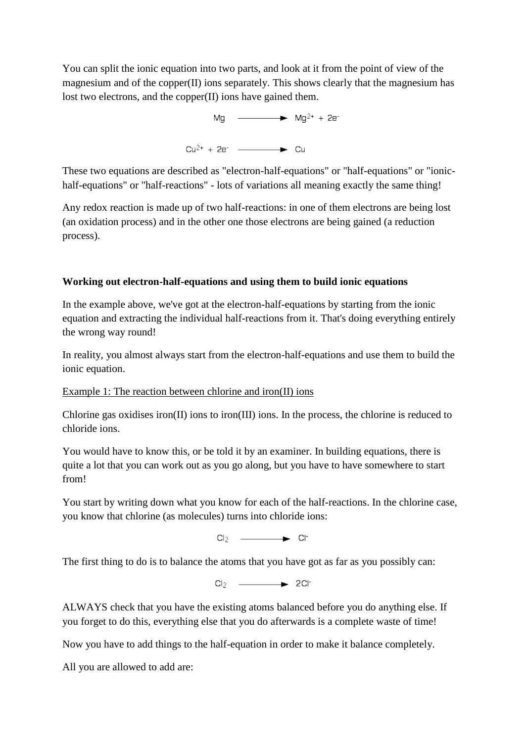You can split the ionic equation into two parts, and look at it from the point of view of the magnesium and of the copper(II) ions separately. This shows clearly that the magnesium has lost two electrons, and the copper(II) ions have gained them.

$$Mg \longrightarrow Mg^{2+} + 2e^-$$

$$Cu^{2+} + 2e^- \longrightarrow Cu$$

These two equations are described as "electron-half-equations" or "half-equations" or "ionic-half-equations" or "half-reactions" - lots of variations all meaning exactly the same thing!

Any redox reaction is made up of two half-reactions: in one of them electrons are being lost (an oxidation process) and in the other one those electrons are being gained (a reduction process).

**Working out electron-half-equations and using them to build ionic equations**

In the example above, we've got at the electron-half-equations by starting from the ionic equation and extracting the individual half-reactions from it. That's doing everything entirely the wrong way round!

In reality, you almost always start from the electron-half-equations and use them to build the ionic equation.

Example 1: The reaction between chlorine and iron(II) ions

Chlorine gas oxidises iron(II) ions to iron(III) ions. In the process, the chlorine is reduced to chloride ions.

You would have to know this, or be told it by an examiner. In building equations, there is quite a lot that you can work out as you go along, but you have to have somewhere to start from!

You start by writing down what you know for each of the half-reactions. In the chlorine case, you know that chlorine (as molecules) turns into chloride ions:

$$Cl_2 \longrightarrow Cl^-$$

The first thing to do is to balance the atoms that you have got as far as you possibly can:

$$Cl_2 \longrightarrow 2Cl^-$$

ALWAYS check that you have the existing atoms balanced before you do anything else. If you forget to do this, everything else that you do afterwards is a complete waste of time!

Now you have to add things to the half-equation in order to make it balance completely.

All you are allowed to add are: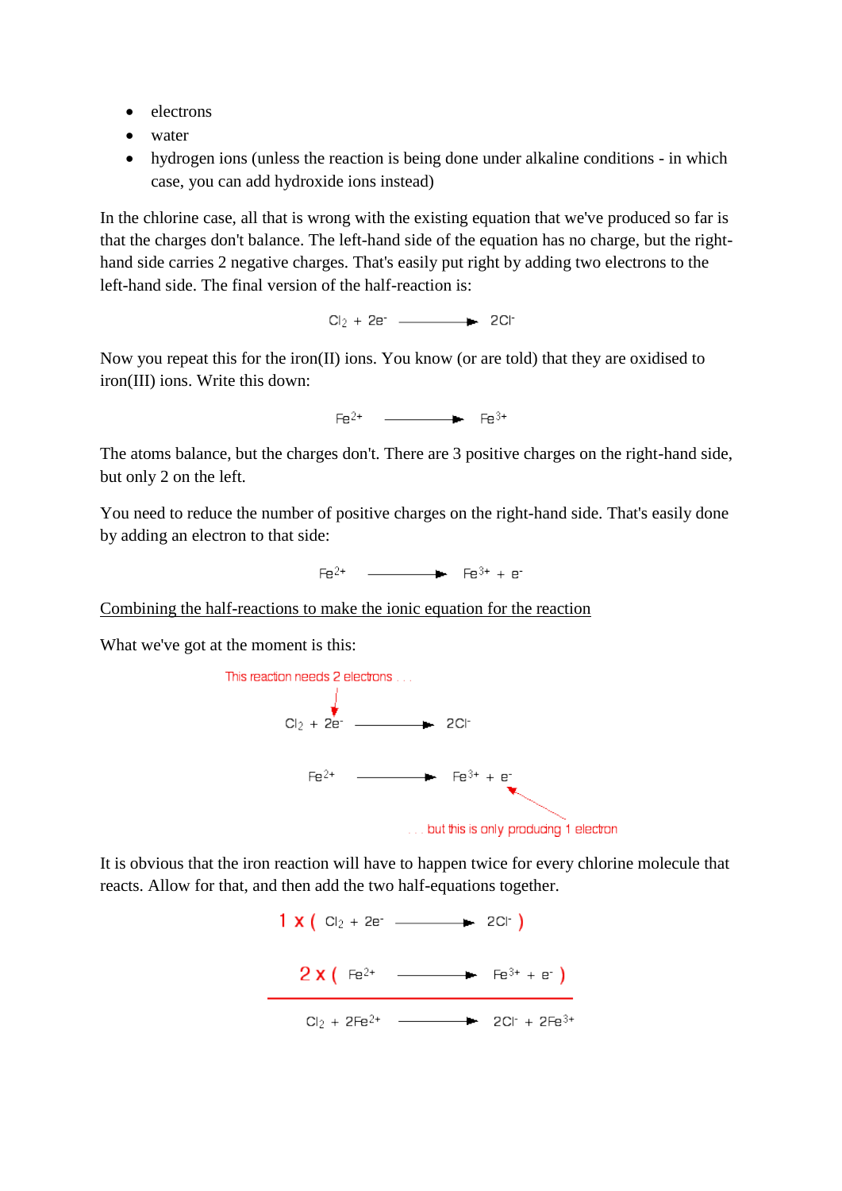- electrons
- water
- hydrogen ions (unless the reaction is being done under alkaline conditions - in which case, you can add hydroxide ions instead)

In the chlorine case, all that is wrong with the existing equation that we've produced so far is that the charges don't balance. The left-hand side of the equation has no charge, but the right-hand side carries 2 negative charges. That's easily put right by adding two electrons to the left-hand side. The final version of the half-reaction is:

$$Cl_2 + 2e^- \longrightarrow 2Cl^-$$

Now you repeat this for the iron(II) ions. You know (or are told) that they are oxidised to iron(III) ions. Write this down:

$$Fe^{2+} \longrightarrow Fe^{3+}$$

The atoms balance, but the charges don't. There are 3 positive charges on the right-hand side, but only 2 on the left.

You need to reduce the number of positive charges on the right-hand side. That's easily done by adding an electron to that side:

$$Fe^{2+} \longrightarrow Fe^{3+} + e^-$$

<u>Combining the half-reactions to make the ionic equation for the reaction</u>

What we've got at the moment is this:

This reaction needs 2 electrons . . .

$$Cl_2 + 2e^- \longrightarrow 2Cl^-$$

$$Fe^{2+} \longrightarrow Fe^{3+} + e^-$$

. . . but this is only producing 1 electron

It is obvious that the iron reaction will have to happen twice for every chlorine molecule that reacts. Allow for that, and then add the two half-equations together.

$$1 \times (\ Cl_2 + 2e^- \longrightarrow 2Cl^-\ )$$

$$2 \times (\ Fe^{2+} \longrightarrow Fe^{3+} + e^-\ )$$

$$Cl_2 + 2Fe^{2+} \longrightarrow 2Cl^- + 2Fe^{3+}$$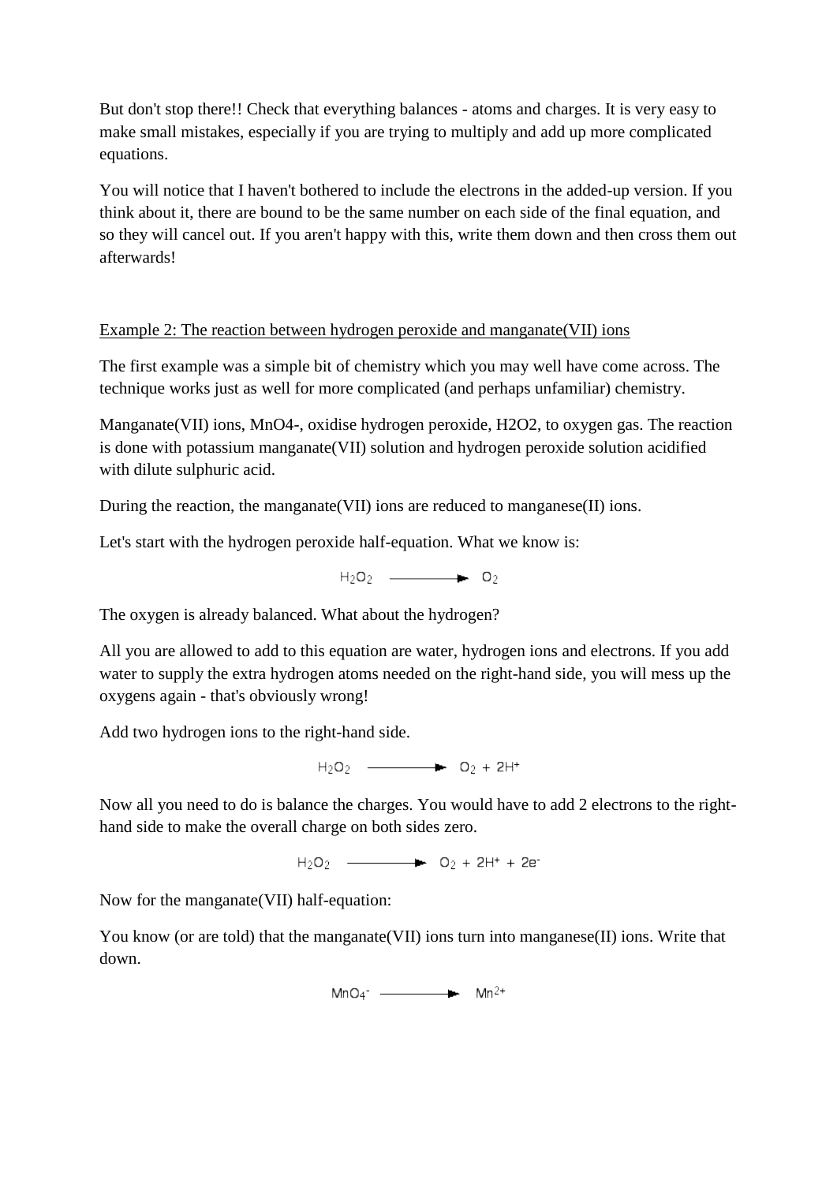But don't stop there!! Check that everything balances - atoms and charges. It is very easy to make small mistakes, especially if you are trying to multiply and add up more complicated equations.

You will notice that I haven't bothered to include the electrons in the added-up version. If you think about it, there are bound to be the same number on each side of the final equation, and so they will cancel out. If you aren't happy with this, write them down and then cross them out afterwards!

Example 2: The reaction between hydrogen peroxide and manganate(VII) ions

The first example was a simple bit of chemistry which you may well have come across. The technique works just as well for more complicated (and perhaps unfamiliar) chemistry.

Manganate(VII) ions, MnO4-, oxidise hydrogen peroxide, H2O2, to oxygen gas. The reaction is done with potassium manganate(VII) solution and hydrogen peroxide solution acidified with dilute sulphuric acid.

During the reaction, the manganate(VII) ions are reduced to manganese(II) ions.

Let's start with the hydrogen peroxide half-equation. What we know is:

$$H_2O_2 \longrightarrow O_2$$

The oxygen is already balanced. What about the hydrogen?

All you are allowed to add to this equation are water, hydrogen ions and electrons. If you add water to supply the extra hydrogen atoms needed on the right-hand side, you will mess up the oxygens again - that's obviously wrong!

Add two hydrogen ions to the right-hand side.

$$H_2O_2 \longrightarrow O_2 + 2H^+$$

Now all you need to do is balance the charges. You would have to add 2 electrons to the right-hand side to make the overall charge on both sides zero.

$$H_2O_2 \longrightarrow O_2 + 2H^+ + 2e^-$$

Now for the manganate(VII) half-equation:

You know (or are told) that the manganate(VII) ions turn into manganese(II) ions. Write that down.

$$MnO_4^- \longrightarrow Mn^{2+}$$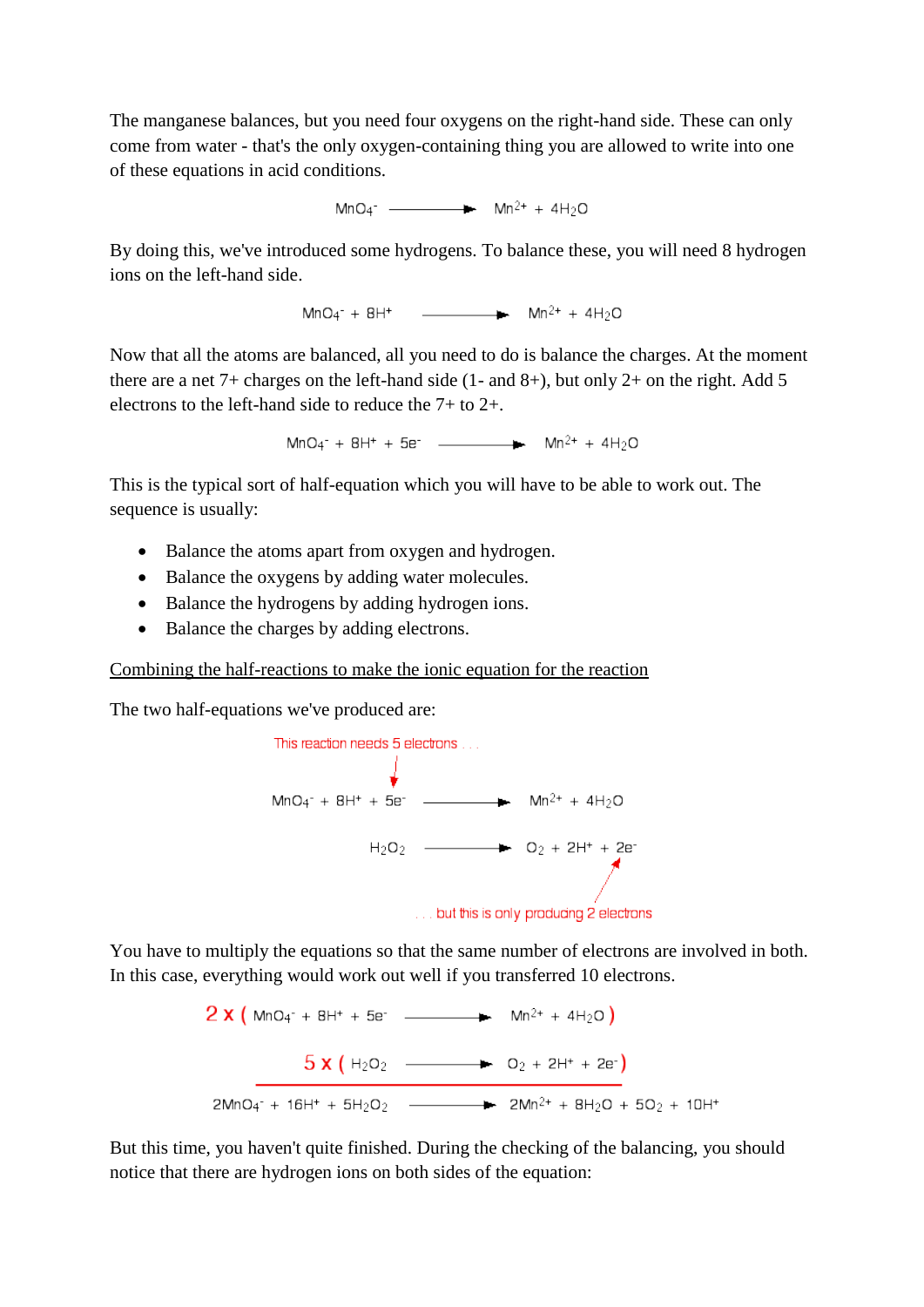The manganese balances, but you need four oxygens on the right-hand side. These can only come from water - that's the only oxygen-containing thing you are allowed to write into one of these equations in acid conditions.

$$MnO_4^- \longrightarrow Mn^{2+} + 4H_2O$$

By doing this, we've introduced some hydrogens. To balance these, you will need 8 hydrogen ions on the left-hand side.

$$MnO_4^- + 8H^+ \longrightarrow Mn^{2+} + 4H_2O$$

Now that all the atoms are balanced, all you need to do is balance the charges. At the moment there are a net 7+ charges on the left-hand side (1- and 8+), but only 2+ on the right. Add 5 electrons to the left-hand side to reduce the 7+ to 2+.

$$MnO_4^- + 8H^+ + 5e^- \longrightarrow Mn^{2+} + 4H_2O$$

This is the typical sort of half-equation which you will have to be able to work out. The sequence is usually:

- Balance the atoms apart from oxygen and hydrogen.
- Balance the oxygens by adding water molecules.
- Balance the hydrogens by adding hydrogen ions.
- Balance the charges by adding electrons.

Combining the half-reactions to make the ionic equation for the reaction

The two half-equations we've produced are:

This reaction needs 5 electrons . . .

$$MnO_4^- + 8H^+ + 5e^- \longrightarrow Mn^{2+} + 4H_2O$$

$$H_2O_2 \longrightarrow O_2 + 2H^+ + 2e^-$$

. . . but this is only producing 2 electrons

You have to multiply the equations so that the same number of electrons are involved in both. In this case, everything would work out well if you transferred 10 electrons.

$$2 \times (MnO_4^- + 8H^+ + 5e^- \longrightarrow Mn^{2+} + 4H_2O)$$

$$5 \times (H_2O_2 \longrightarrow O_2 + 2H^+ + 2e^-)$$

$$2MnO_4^- + 16H^+ + 5H_2O_2 \longrightarrow 2Mn^{2+} + 8H_2O + 5O_2 + 10H^+$$

But this time, you haven't quite finished. During the checking of the balancing, you should notice that there are hydrogen ions on both sides of the equation: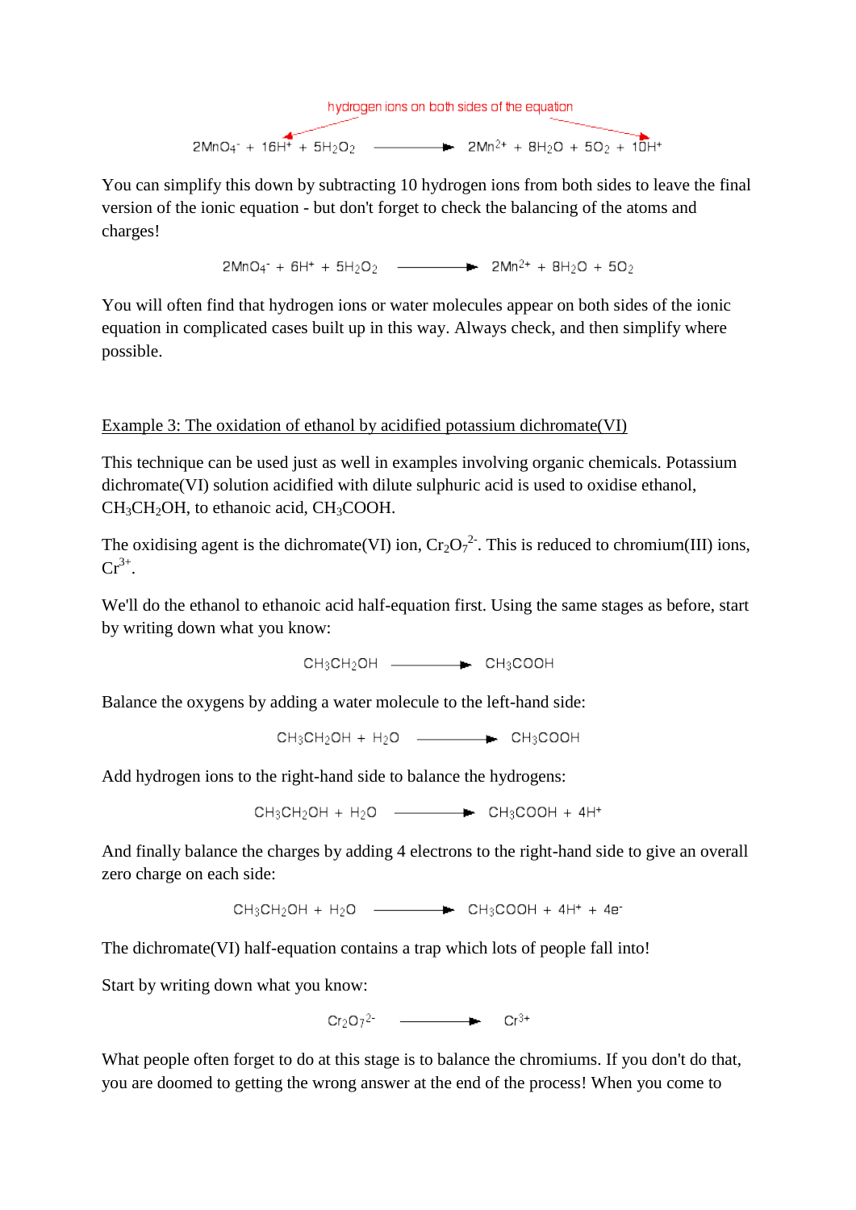hydrogen ions on both sides of the equation

$$2MnO_4^- + 16H^+ + 5H_2O_2 \longrightarrow 2Mn^{2+} + 8H_2O + 5O_2 + 10H^+$$

You can simplify this down by subtracting 10 hydrogen ions from both sides to leave the final version of the ionic equation - but don't forget to check the balancing of the atoms and charges!

$$2MnO_4^- + 6H^+ + 5H_2O_2 \longrightarrow 2Mn^{2+} + 8H_2O + 5O_2$$

You will often find that hydrogen ions or water molecules appear on both sides of the ionic equation in complicated cases built up in this way. Always check, and then simplify where possible.

Example 3: The oxidation of ethanol by acidified potassium dichromate(VI)

This technique can be used just as well in examples involving organic chemicals. Potassium dichromate(VI) solution acidified with dilute sulphuric acid is used to oxidise ethanol, $CH_3CH_2OH$, to ethanoic acid, $CH_3COOH$.

The oxidising agent is the dichromate(VI) ion, $Cr_2O_7^{2-}$. This is reduced to chromium(III) ions, $Cr^{3+}$.

We'll do the ethanol to ethanoic acid half-equation first. Using the same stages as before, start by writing down what you know:

$$CH_3CH_2OH \longrightarrow CH_3COOH$$

Balance the oxygens by adding a water molecule to the left-hand side:

$$CH_3CH_2OH + H_2O \longrightarrow CH_3COOH$$

Add hydrogen ions to the right-hand side to balance the hydrogens:

$$CH_3CH_2OH + H_2O \longrightarrow CH_3COOH + 4H^+$$

And finally balance the charges by adding 4 electrons to the right-hand side to give an overall zero charge on each side:

$$CH_3CH_2OH + H_2O \longrightarrow CH_3COOH + 4H^+ + 4e^-$$

The dichromate(VI) half-equation contains a trap which lots of people fall into!

Start by writing down what you know:

$$Cr_2O_7^{2-} \longrightarrow Cr^{3+}$$

What people often forget to do at this stage is to balance the chromiums. If you don't do that, you are doomed to getting the wrong answer at the end of the process! When you come to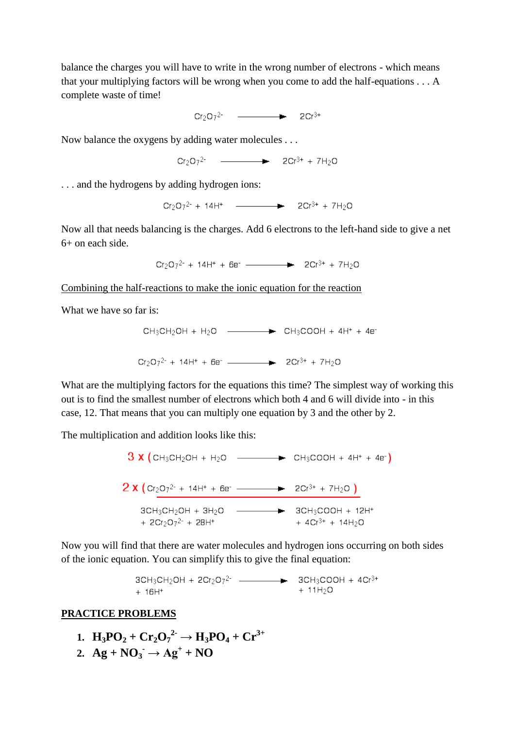balance the charges you will have to write in the wrong number of electrons - which means that your multiplying factors will be wrong when you come to add the half-equations . . . A complete waste of time!

$$Cr_2O_7^{2-} \longrightarrow 2Cr^{3+}$$

Now balance the oxygens by adding water molecules . . .

$$Cr_2O_7^{2-} \longrightarrow 2Cr^{3+} + 7H_2O$$

. . . and the hydrogens by adding hydrogen ions:

$$Cr_2O_7^{2-} + 14H^+ \longrightarrow 2Cr^{3+} + 7H_2O$$

Now all that needs balancing is the charges. Add 6 electrons to the left-hand side to give a net 6+ on each side.

$$Cr_2O_7^{2-} + 14H^+ + 6e^- \longrightarrow 2Cr^{3+} + 7H_2O$$

<u>Combining the half-reactions to make the ionic equation for the reaction</u>

What we have so far is:

$$CH_3CH_2OH + H_2O \longrightarrow CH_3COOH + 4H^+ + 4e^-$$

$$Cr_2O_7^{2-} + 14H^+ + 6e^- \longrightarrow 2Cr^{3+} + 7H_2O$$

What are the multiplying factors for the equations this time? The simplest way of working this out is to find the smallest number of electrons which both 4 and 6 will divide into - in this case, 12. That means that you can multiply one equation by 3 and the other by 2.

The multiplication and addition looks like this:

$$3 \times (CH_3CH_2OH + H_2O \longrightarrow CH_3COOH + 4H^+ + 4e^-)$$

$$2 \times (Cr_2O_7^{2-} + 14H^+ + 6e^- \longrightarrow 2Cr^{3+} + 7H_2O)$$

$$3CH_3CH_2OH + 3H_2O + 2Cr_2O_7^{2-} + 28H^+ \longrightarrow 3CH_3COOH + 12H^+ + 4Cr^{3+} + 14H_2O$$

Now you will find that there are water molecules and hydrogen ions occurring on both sides of the ionic equation. You can simplify this to give the final equation:

$$3CH_3CH_2OH + 2Cr_2O_7^{2-} + 16H^+ \longrightarrow 3CH_3COOH + 4Cr^{3+} + 11H_2O$$

**<u>PRACTICE PROBLEMS</u>**

1. $H_3PO_2 + Cr_2O_7^{2-} \rightarrow H_3PO_4 + Cr^{3+}$
2. $Ag + NO_3^- \rightarrow Ag^+ + NO$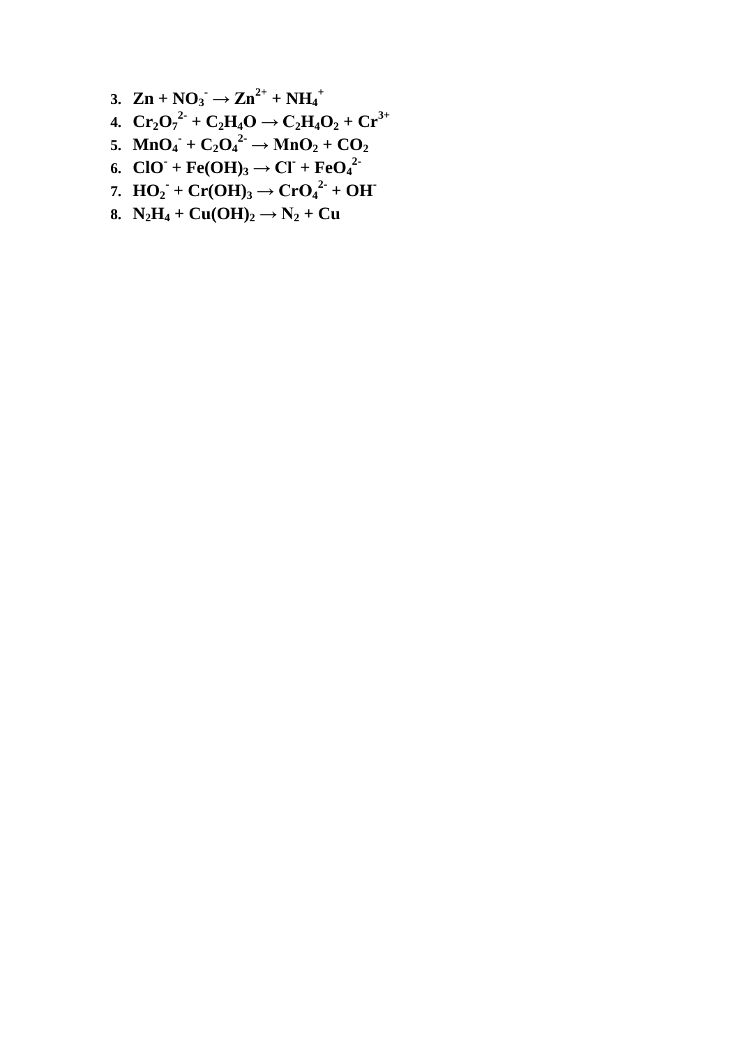3. $Zn + NO_3^- \rightarrow Zn^{2+} + NH_4^+$
4. $Cr_2O_7^{2-} + C_2H_4O \rightarrow C_2H_4O_2 + Cr^{3+}$
5. $MnO_4^- + C_2O_4^{2-} \rightarrow MnO_2 + CO_2$
6. $ClO^- + Fe(OH)_3 \rightarrow Cl^- + FeO_4^{2-}$
7. $HO_2^- + Cr(OH)_3 \rightarrow CrO_4^{2-} + OH^-$
8. $N_2H_4 + Cu(OH)_2 \rightarrow N_2 + Cu$